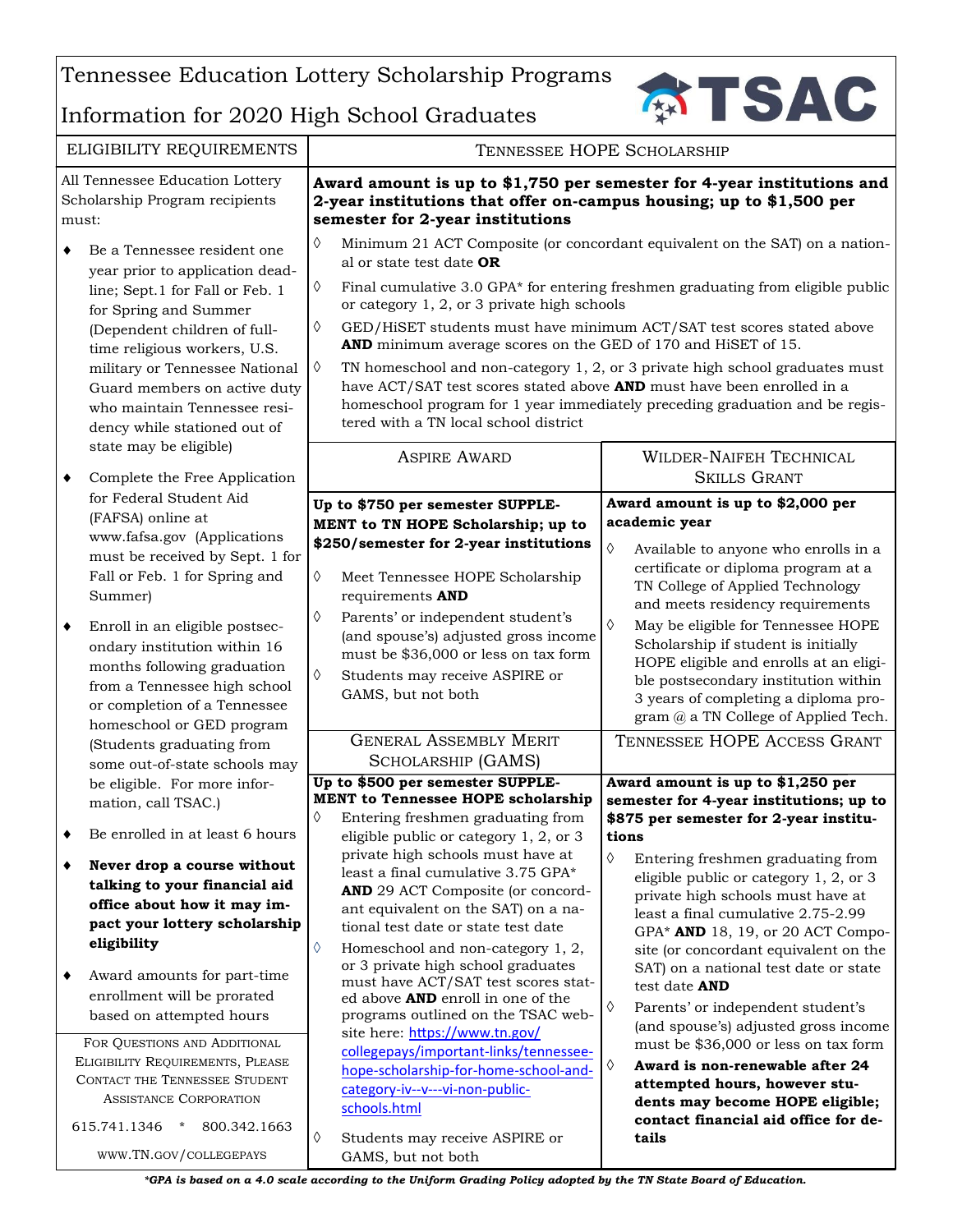# Tennessee Education Lottery Scholarship Programs

# Information for 2020 High School Graduates

TSAC

## Eligibility Requirements

All Tennessee Education Lottery Scholarship Program recipients must:

- Be a Tennessee resident one year prior to application deadline; Sept.1 for Fall or Feb. 1 for Spring and Summer (Dependent children of full-time religious workers, U.S. military or Tennessee National Guard members on active duty who maintain Tennessee residency while stationed out of state may be eligible)
- Complete the Free Application for Federal Student Aid (FAFSA) online at www.fafsa.gov (Applications must be received by Sept. 1 for Fall or Feb. 1 for Spring and Summer)
- Enroll in an eligible postsecondary institution within 16 months following graduation from a Tennessee high school or completion of a Tennessee homeschool or GED program (Students graduating from some out-of-state schools may be eligible. For more information, call TSAC.)
- Be enrolled in at least 6 hours
- **Never drop a course without talking to your financial aid office about how it may impact your lottery scholarship eligibility**
- Award amounts for part-time enrollment will be prorated based on attempted hours

For Questions and Additional Eligibility Requirements, Please Contact the Tennessee Student Assistance Corporation

615.741.1346 * 800.342.1663

www.TN.gov/collegepays

## Tennessee HOPE Scholarship

**Award amount is up to $1,750 per semester for 4-year institutions and 2-year institutions that offer on-campus housing; up to $1,500 per semester for 2-year institutions**

- Minimum 21 ACT Composite (or concordant equivalent on the SAT) on a national or state test date **OR**
- Final cumulative 3.0 GPA* for entering freshmen graduating from eligible public or category 1, 2, or 3 private high schools
- GED/HiSET students must have minimum ACT/SAT test scores stated above **AND** minimum average scores on the GED of 170 and HiSET of 15.
- TN homeschool and non-category 1, 2, or 3 private high school graduates must have ACT/SAT test scores stated above **AND** must have been enrolled in a homeschool program for 1 year immediately preceding graduation and be registered with a TN local school district

## Aspire Award

**Up to $750 per semester SUPPLEMENT to TN HOPE Scholarship; up to $250/semester for 2-year institutions**

- Meet Tennessee HOPE Scholarship requirements **AND**
- Parents' or independent student's (and spouse's) adjusted gross income must be $36,000 or less on tax form
- Students may receive ASPIRE or GAMS, but not both

## Wilder-Naifeh Technical Skills Grant

**Award amount is up to $2,000 per academic year**

- Available to anyone who enrolls in a certificate or diploma program at a TN College of Applied Technology and meets residency requirements
- May be eligible for Tennessee HOPE Scholarship if student is initially HOPE eligible and enrolls at an eligible postsecondary institution within 3 years of completing a diploma program @ a TN College of Applied Tech.

## General Assembly Merit Scholarship (GAMS)

**Up to $500 per semester SUPPLEMENT to Tennessee HOPE scholarship**

- Entering freshmen graduating from eligible public or category 1, 2, or 3 private high schools must have at least a final cumulative 3.75 GPA* **AND** 29 ACT Composite (or concordant equivalent on the SAT) on a national test date or state test date
- Homeschool and non-category 1, 2, or 3 private high school graduates must have ACT/SAT test scores stated above **AND** enroll in one of the programs outlined on the TSAC website here: https://www.tn.gov/collegepays/important-links/tennessee-hope-scholarship-for-home-school-and-category-iv--v---vi-non-public-schools.html
- Students may receive ASPIRE or GAMS, but not both

## Tennessee HOPE Access Grant

**Award amount is up to $1,250 per semester for 4-year institutions; up to $875 per semester for 2-year institutions**

- Entering freshmen graduating from eligible public or category 1, 2, or 3 private high schools must have at least a final cumulative 2.75-2.99 GPA* **AND** 18, 19, or 20 ACT Composite (or concordant equivalent on the SAT) on a national test date or state test date **AND**
- Parents' or independent student's (and spouse's) adjusted gross income must be $36,000 or less on tax form
- **Award is non-renewable after 24 attempted hours, however students may become HOPE eligible; contact financial aid office for details**

***GPA is based on a 4.0 scale according to the Uniform Grading Policy adopted by the TN State Board of Education.***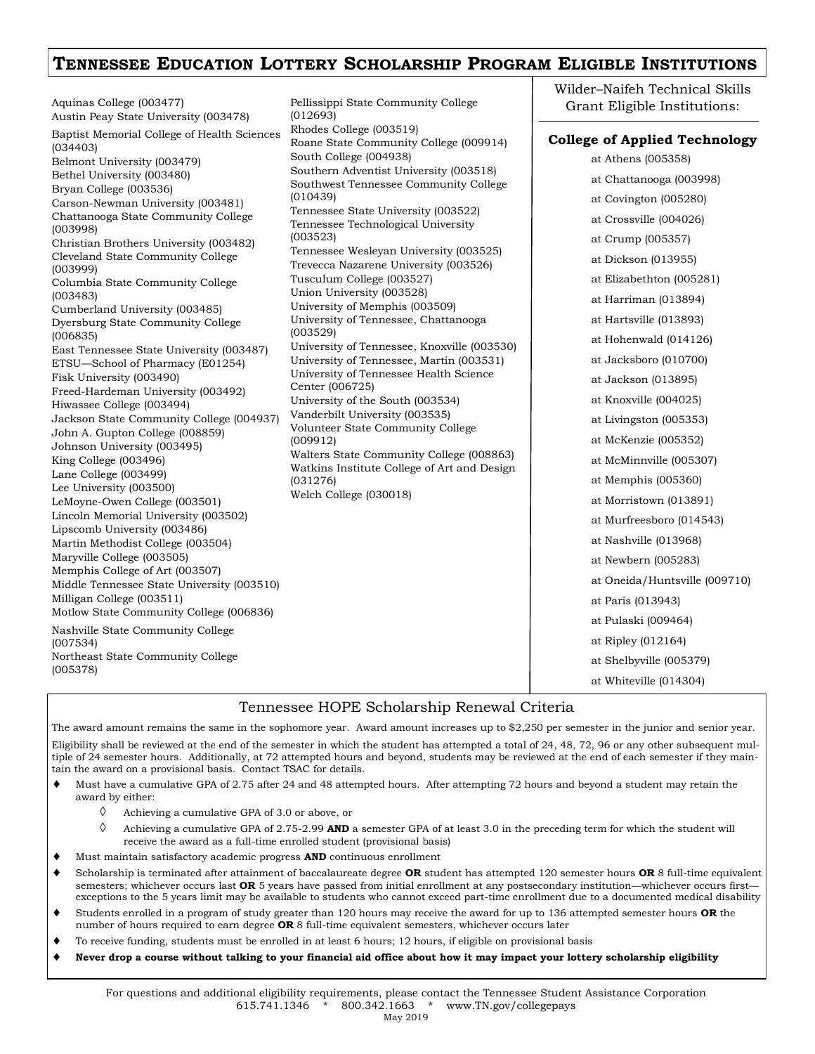# Tennessee Education Lottery Scholarship Program Eligible Institutions

Aquinas College (003477)
Austin Peay State University (003478)
Baptist Memorial College of Health Sciences (034403)
Belmont University (003479)
Bethel University (003480)
Bryan College (003536)
Carson-Newman University (003481)
Chattanooga State Community College (003998)
Christian Brothers University (003482)
Cleveland State Community College (003999)
Columbia State Community College (003483)
Cumberland University (003485)
Dyersburg State Community College (006835)
East Tennessee State University (003487)
ETSU—School of Pharmacy (E01254)
Fisk University (003490)
Freed-Hardeman University (003492)
Hiwassee College (003494)
Jackson State Community College (004937)
John A. Gupton College (008859)
Johnson University (003495)
King College (003496)
Lane College (003499)
Lee University (003500)
LeMoyne-Owen College (003501)
Lincoln Memorial University (003502)
Lipscomb University (003486)
Martin Methodist College (003504)
Maryville College (003505)
Memphis College of Art (003507)
Middle Tennessee State University (003510)
Milligan College (003511)
Motlow State Community College (006836)
Nashville State Community College (007534)
Northeast State Community College (005378)
Pellissippi State Community College (012693)
Rhodes College (003519)
Roane State Community College (009914)
South College (004938)
Southern Adventist University (003518)
Southwest Tennessee Community College (010439)
Tennessee State University (003522)
Tennessee Technological University (003523)
Tennessee Wesleyan University (003525)
Trevecca Nazarene University (003526)
Tusculum College (003527)
Union University (003528)
University of Memphis (003509)
University of Tennessee, Chattanooga (003529)
University of Tennessee, Knoxville (003530)
University of Tennessee, Martin (003531)
University of Tennessee Health Science Center (006725)
University of the South (003534)
Vanderbilt University (003535)
Volunteer State Community College (009912)
Walters State Community College (008863)
Watkins Institute College of Art and Design (031276)
Welch College (030018)

Wilder–Naifeh Technical Skills Grant Eligible Institutions:

**College of Applied Technology**

at Athens (005358)
at Chattanooga (003998)
at Covington (005280)
at Crossville (004026)
at Crump (005357)
at Dickson (013955)
at Elizabethton (005281)
at Harriman (013894)
at Hartsville (013893)
at Hohenwald (014126)
at Jacksboro (010700)
at Jackson (013895)
at Knoxville (004025)
at Livingston (005353)
at McKenzie (005352)
at McMinnville (005307)
at Memphis (005360)
at Morristown (013891)
at Murfreesboro (014543)
at Nashville (013968)
at Newbern (005283)
at Oneida/Huntsville (009710)
at Paris (013943)
at Pulaski (009464)
at Ripley (012164)
at Shelbyville (005379)
at Whiteville (014304)

## Tennessee HOPE Scholarship Renewal Criteria

The award amount remains the same in the sophomore year. Award amount increases up to $2,250 per semester in the junior and senior year.

Eligibility shall be reviewed at the end of the semester in which the student has attempted a total of 24, 48, 72, 96 or any other subsequent multiple of 24 semester hours. Additionally, at 72 attempted hours and beyond, students may be reviewed at the end of each semester if they maintain the award on a provisional basis. Contact TSAC for details.

- Must have a cumulative GPA of 2.75 after 24 and 48 attempted hours. After attempting 72 hours and beyond a student may retain the award by either:
  - Achieving a cumulative GPA of 3.0 or above, or
  - Achieving a cumulative GPA of 2.75-2.99 **AND** a semester GPA of at least 3.0 in the preceding term for which the student will receive the award as a full-time enrolled student (provisional basis)
- Must maintain satisfactory academic progress **AND** continuous enrollment
- Scholarship is terminated after attainment of baccalaureate degree **OR** student has attempted 120 semester hours **OR** 8 full-time equivalent semesters; whichever occurs last **OR** 5 years have passed from initial enrollment at any postsecondary institution—whichever occurs first—exceptions to the 5 years limit may be available to students who cannot exceed part-time enrollment due to a documented medical disability
- Students enrolled in a program of study greater than 120 hours may receive the award for up to 136 attempted semester hours **OR** the number of hours required to earn degree **OR** 8 full-time equivalent semesters, whichever occurs later
- To receive funding, students must be enrolled in at least 6 hours; 12 hours, if eligible on provisional basis
- **Never drop a course without talking to your financial aid office about how it may impact your lottery scholarship eligibility**

For questions and additional eligibility requirements, please contact the Tennessee Student Assistance Corporation
615.741.1346 * 800.342.1663 * www.TN.gov/collegepays

May 2019